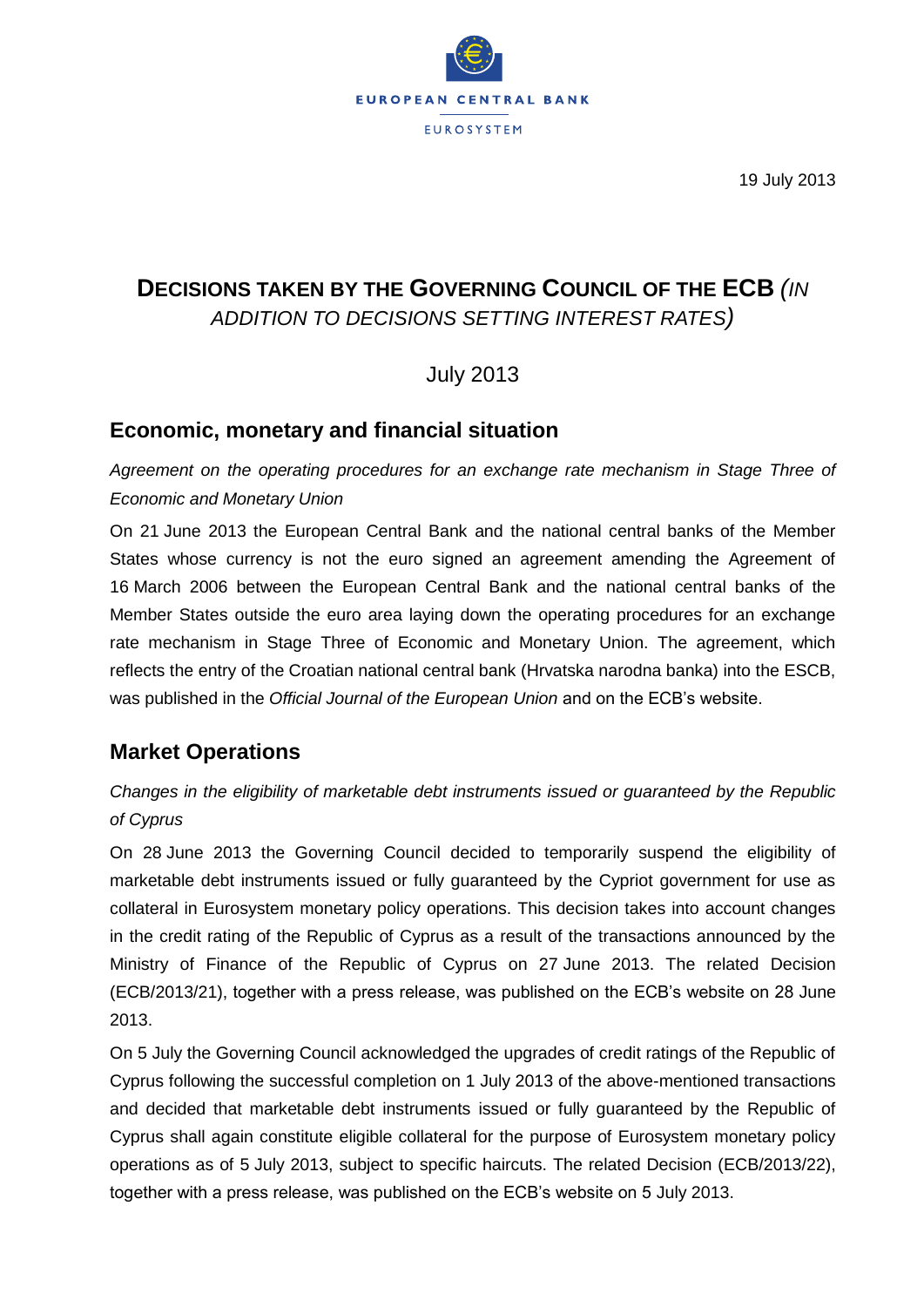EUROPEAN CENTRAL BANK

EUROSYSTEM

19 July 2013

# DECISIONS TAKEN BY THE GOVERNING COUNCIL OF THE ECB *(IN ADDITION TO DECISIONS SETTING INTEREST RATES)*

July 2013

## Economic, monetary and financial situation

*Agreement on the operating procedures for an exchange rate mechanism in Stage Three of Economic and Monetary Union*

On 21 June 2013 the European Central Bank and the national central banks of the Member States whose currency is not the euro signed an agreement amending the Agreement of 16 March 2006 between the European Central Bank and the national central banks of the Member States outside the euro area laying down the operating procedures for an exchange rate mechanism in Stage Three of Economic and Monetary Union. The agreement, which reflects the entry of the Croatian national central bank (Hrvatska narodna banka) into the ESCB, was published in the *Official Journal of the European Union* and on the ECB's website.

## Market Operations

*Changes in the eligibility of marketable debt instruments issued or guaranteed by the Republic of Cyprus*

On 28 June 2013 the Governing Council decided to temporarily suspend the eligibility of marketable debt instruments issued or fully guaranteed by the Cypriot government for use as collateral in Eurosystem monetary policy operations. This decision takes into account changes in the credit rating of the Republic of Cyprus as a result of the transactions announced by the Ministry of Finance of the Republic of Cyprus on 27 June 2013. The related Decision (ECB/2013/21), together with a press release, was published on the ECB's website on 28 June 2013.

On 5 July the Governing Council acknowledged the upgrades of credit ratings of the Republic of Cyprus following the successful completion on 1 July 2013 of the above-mentioned transactions and decided that marketable debt instruments issued or fully guaranteed by the Republic of Cyprus shall again constitute eligible collateral for the purpose of Eurosystem monetary policy operations as of 5 July 2013, subject to specific haircuts. The related Decision (ECB/2013/22), together with a press release, was published on the ECB's website on 5 July 2013.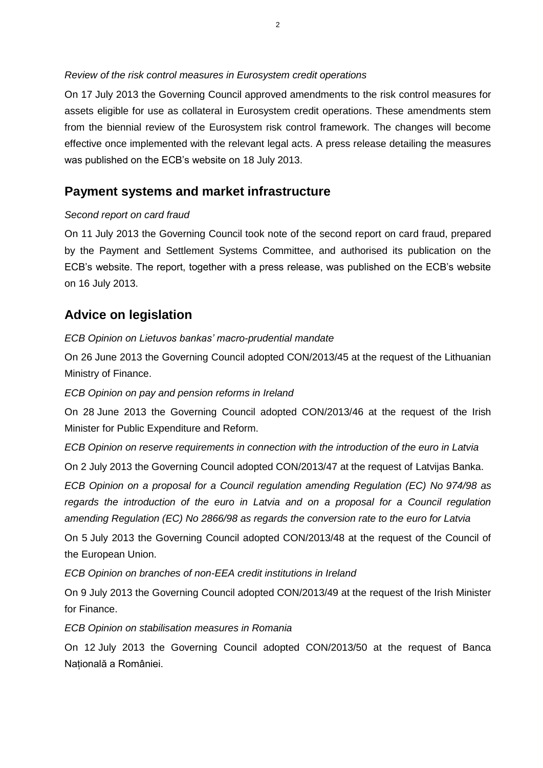*Review of the risk control measures in Eurosystem credit operations*

On 17 July 2013 the Governing Council approved amendments to the risk control measures for assets eligible for use as collateral in Eurosystem credit operations. These amendments stem from the biennial review of the Eurosystem risk control framework. The changes will become effective once implemented with the relevant legal acts. A press release detailing the measures was published on the ECB's website on 18 July 2013.

## Payment systems and market infrastructure

*Second report on card fraud*

On 11 July 2013 the Governing Council took note of the second report on card fraud, prepared by the Payment and Settlement Systems Committee, and authorised its publication on the ECB's website. The report, together with a press release, was published on the ECB's website on 16 July 2013.

## Advice on legislation

*ECB Opinion on Lietuvos bankas' macro-prudential mandate*

On 26 June 2013 the Governing Council adopted CON/2013/45 at the request of the Lithuanian Ministry of Finance.

*ECB Opinion on pay and pension reforms in Ireland*

On 28 June 2013 the Governing Council adopted CON/2013/46 at the request of the Irish Minister for Public Expenditure and Reform.

*ECB Opinion on reserve requirements in connection with the introduction of the euro in Latvia*

On 2 July 2013 the Governing Council adopted CON/2013/47 at the request of Latvijas Banka.

*ECB Opinion on a proposal for a Council regulation amending Regulation (EC) No 974/98 as regards the introduction of the euro in Latvia and on a proposal for a Council regulation amending Regulation (EC) No 2866/98 as regards the conversion rate to the euro for Latvia*

On 5 July 2013 the Governing Council adopted CON/2013/48 at the request of the Council of the European Union.

*ECB Opinion on branches of non-EEA credit institutions in Ireland*

On 9 July 2013 the Governing Council adopted CON/2013/49 at the request of the Irish Minister for Finance.

*ECB Opinion on stabilisation measures in Romania*

On 12 July 2013 the Governing Council adopted CON/2013/50 at the request of Banca Națională a României.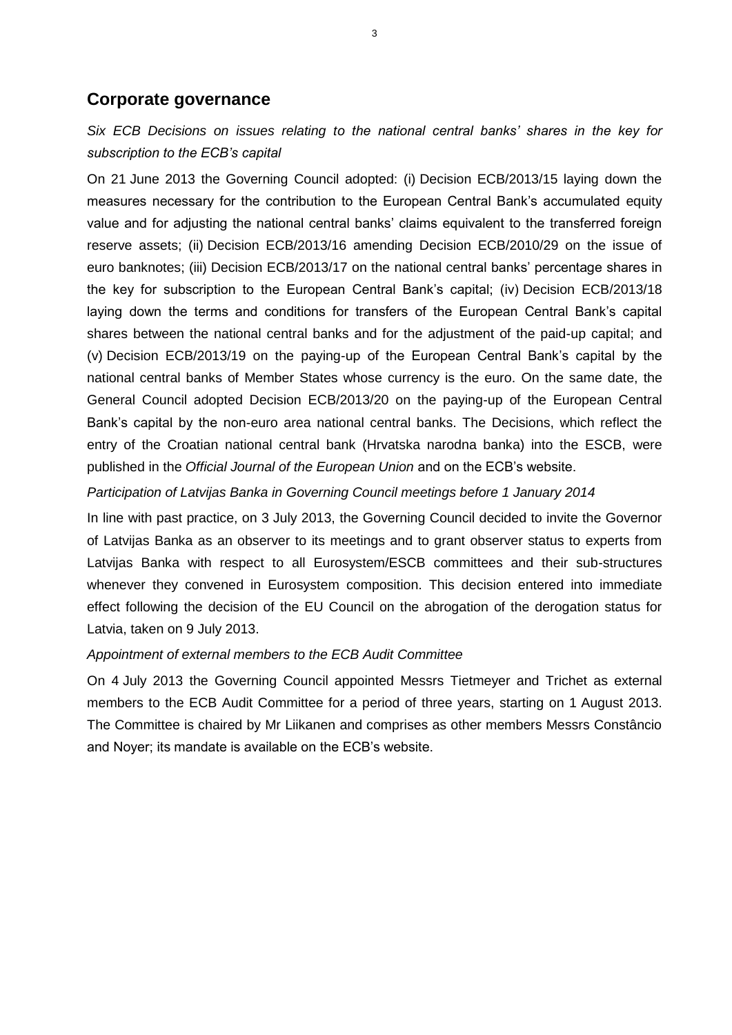## Corporate governance

*Six ECB Decisions on issues relating to the national central banks' shares in the key for subscription to the ECB's capital*

On 21 June 2013 the Governing Council adopted: (i) Decision ECB/2013/15 laying down the measures necessary for the contribution to the European Central Bank's accumulated equity value and for adjusting the national central banks' claims equivalent to the transferred foreign reserve assets; (ii) Decision ECB/2013/16 amending Decision ECB/2010/29 on the issue of euro banknotes; (iii) Decision ECB/2013/17 on the national central banks' percentage shares in the key for subscription to the European Central Bank's capital; (iv) Decision ECB/2013/18 laying down the terms and conditions for transfers of the European Central Bank's capital shares between the national central banks and for the adjustment of the paid-up capital; and (v) Decision ECB/2013/19 on the paying-up of the European Central Bank's capital by the national central banks of Member States whose currency is the euro. On the same date, the General Council adopted Decision ECB/2013/20 on the paying-up of the European Central Bank's capital by the non-euro area national central banks. The Decisions, which reflect the entry of the Croatian national central bank (Hrvatska narodna banka) into the ESCB, were published in the *Official Journal of the European Union* and on the ECB's website.

*Participation of Latvijas Banka in Governing Council meetings before 1 January 2014*

In line with past practice, on 3 July 2013, the Governing Council decided to invite the Governor of Latvijas Banka as an observer to its meetings and to grant observer status to experts from Latvijas Banka with respect to all Eurosystem/ESCB committees and their sub-structures whenever they convened in Eurosystem composition. This decision entered into immediate effect following the decision of the EU Council on the abrogation of the derogation status for Latvia, taken on 9 July 2013.

*Appointment of external members to the ECB Audit Committee*

On 4 July 2013 the Governing Council appointed Messrs Tietmeyer and Trichet as external members to the ECB Audit Committee for a period of three years, starting on 1 August 2013. The Committee is chaired by Mr Liikanen and comprises as other members Messrs Constâncio and Noyer; its mandate is available on the ECB's website.